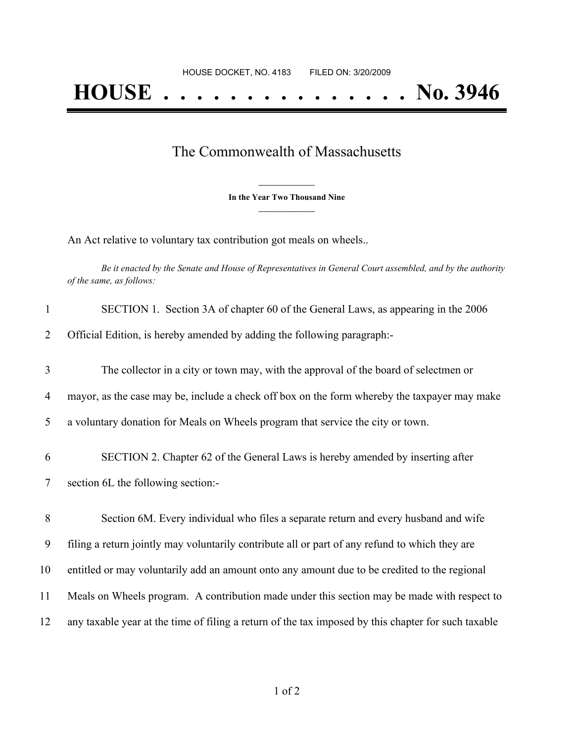HOUSE DOCKET, NO. 4183        FILED ON: 3/20/2009

# HOUSE . . . . . . . . . . . . . . . No. 3946

## The Commonwealth of Massachusetts

**In the Year Two Thousand Nine**

An Act relative to voluntary tax contribution got meals on wheels..

*Be it enacted by the Senate and House of Representatives in General Court assembled, and by the authority of the same, as follows:*

1 SECTION 1. Section 3A of chapter 60 of the General Laws, as appearing in the 2006
2 Official Edition, is hereby amended by adding the following paragraph:-

3 The collector in a city or town may, with the approval of the board of selectmen or
4 mayor, as the case may be, include a check off box on the form whereby the taxpayer may make
5 a voluntary donation for Meals on Wheels program that service the city or town.

6 SECTION 2. Chapter 62 of the General Laws is hereby amended by inserting after
7 section 6L the following section:-

8 Section 6M. Every individual who files a separate return and every husband and wife
9 filing a return jointly may voluntarily contribute all or part of any refund to which they are
10 entitled or may voluntarily add an amount onto any amount due to be credited to the regional
11 Meals on Wheels program. A contribution made under this section may be made with respect to
12 any taxable year at the time of filing a return of the tax imposed by this chapter for such taxable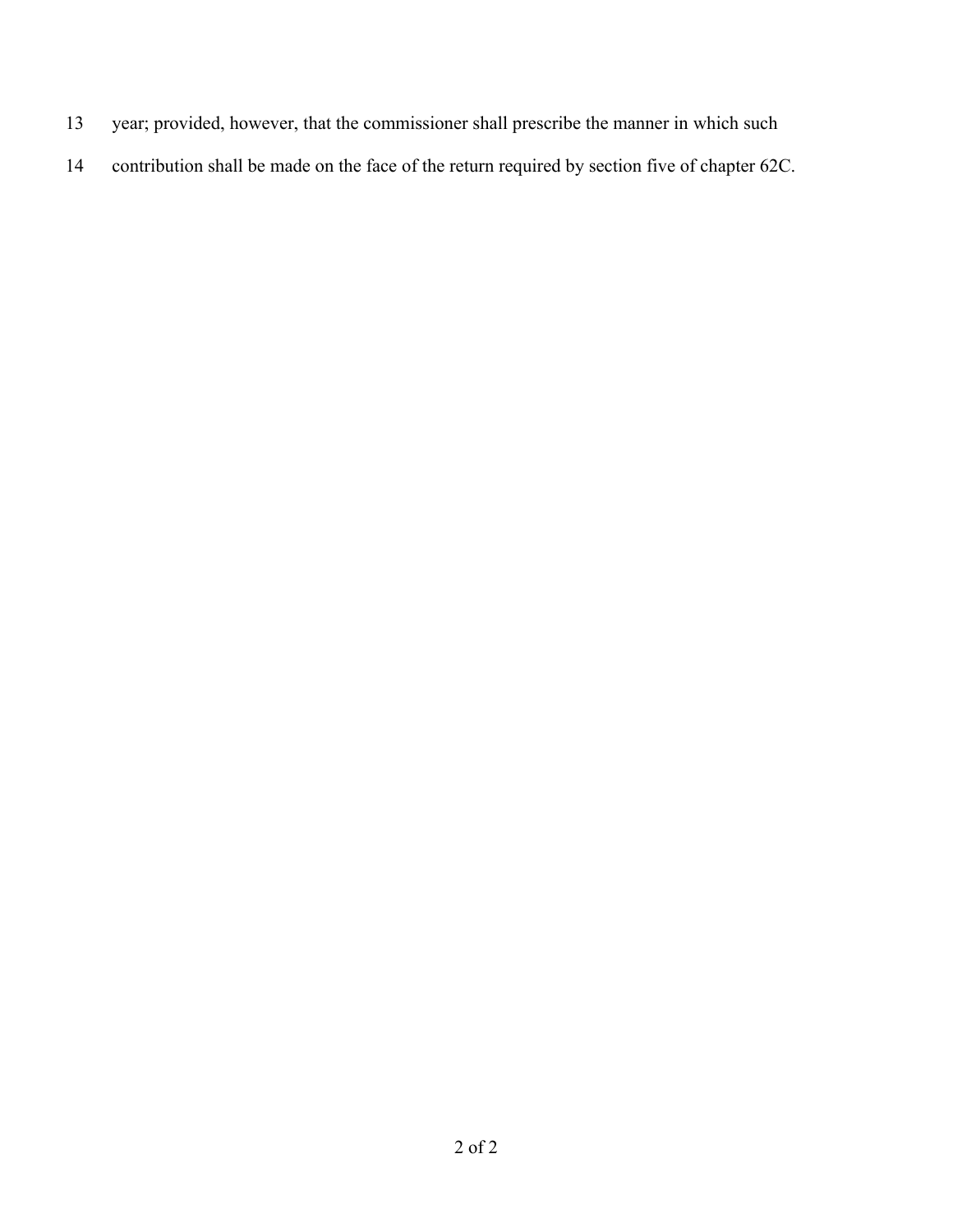year; provided, however, that the commissioner shall prescribe the manner in which such contribution shall be made on the face of the return required by section five of chapter 62C.